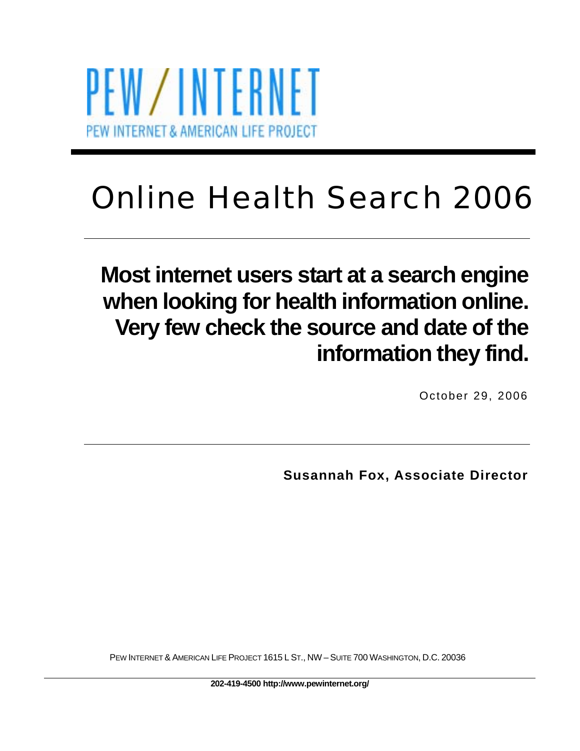PEW/INTERNET

PEW INTERNET & AMERICAN LIFE PROJECT

# Online Health Search 2006

## Most internet users start at a search engine when looking for health information online. Very few check the source and date of the information they find.

October 29, 2006

**Susannah Fox, Associate Director**

PEW INTERNET & AMERICAN LIFE PROJECT 1615 L ST., NW – SUITE 700 WASHINGTON, D.C. 20036

**202-419-4500 http://www.pewinternet.org/**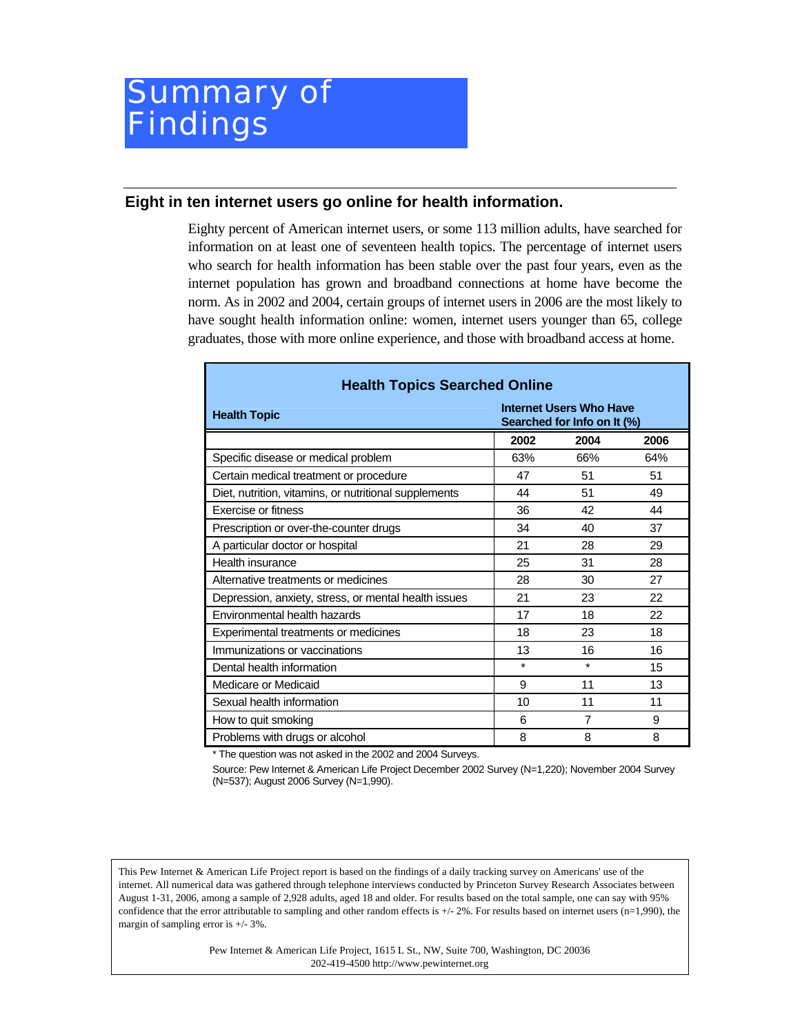# Summary of Findings

## Eight in ten internet users go online for health information.

Eighty percent of American internet users, or some 113 million adults, have searched for information on at least one of seventeen health topics. The percentage of internet users who search for health information has been stable over the past four years, even as the internet population has grown and broadband connections at home have become the norm. As in 2002 and 2004, certain groups of internet users in 2006 are the most likely to have sought health information online: women, internet users younger than 65, college graduates, those with more online experience, and those with broadband access at home.

**Health Topics Searched Online**

| Health Topic | Internet Users Who Have Searched for Info on It (%) | | |
|---|---|---|---|
| | 2002 | 2004 | 2006 |
| Specific disease or medical problem | 63% | 66% | 64% |
| Certain medical treatment or procedure | 47 | 51 | 51 |
| Diet, nutrition, vitamins, or nutritional supplements | 44 | 51 | 49 |
| Exercise or fitness | 36 | 42 | 44 |
| Prescription or over-the-counter drugs | 34 | 40 | 37 |
| A particular doctor or hospital | 21 | 28 | 29 |
| Health insurance | 25 | 31 | 28 |
| Alternative treatments or medicines | 28 | 30 | 27 |
| Depression, anxiety, stress, or mental health issues | 21 | 23 | 22 |
| Environmental health hazards | 17 | 18 | 22 |
| Experimental treatments or medicines | 18 | 23 | 18 |
| Immunizations or vaccinations | 13 | 16 | 16 |
| Dental health information | * | * | 15 |
| Medicare or Medicaid | 9 | 11 | 13 |
| Sexual health information | 10 | 11 | 11 |
| How to quit smoking | 6 | 7 | 9 |
| Problems with drugs or alcohol | 8 | 8 | 8 |

* The question was not asked in the 2002 and 2004 Surveys.

Source: Pew Internet & American Life Project December 2002 Survey (N=1,220); November 2004 Survey (N=537); August 2006 Survey (N=1,990).

This Pew Internet & American Life Project report is based on the findings of a daily tracking survey on Americans' use of the internet. All numerical data was gathered through telephone interviews conducted by Princeton Survey Research Associates between August 1-31, 2006, among a sample of 2,928 adults, aged 18 and older. For results based on the total sample, one can say with 95% confidence that the error attributable to sampling and other random effects is +/- 2%. For results based on internet users (n=1,990), the margin of sampling error is +/- 3%.

Pew Internet & American Life Project, 1615 L St., NW, Suite 700, Washington, DC 20036
202-419-4500 http://www.pewinternet.org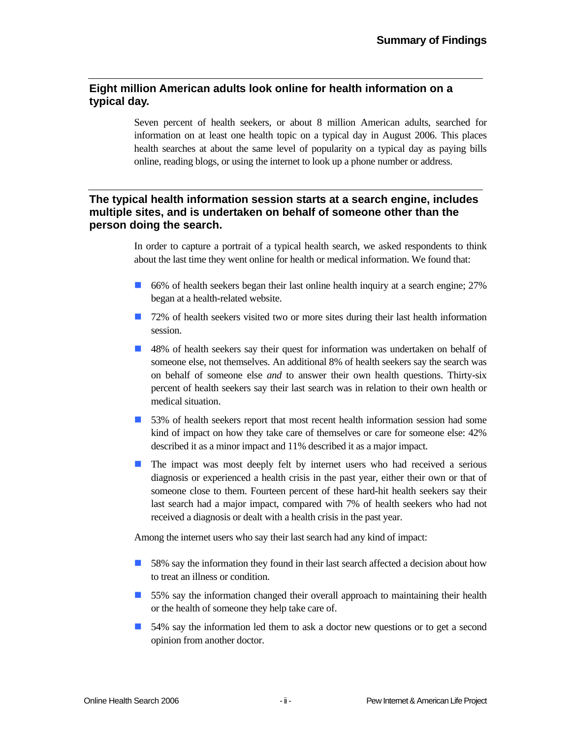## Eight million American adults look online for health information on a typical day.

Seven percent of health seekers, or about 8 million American adults, searched for information on at least one health topic on a typical day in August 2006. This places health searches at about the same level of popularity on a typical day as paying bills online, reading blogs, or using the internet to look up a phone number or address.

## The typical health information session starts at a search engine, includes multiple sites, and is undertaken on behalf of someone other than the person doing the search.

In order to capture a portrait of a typical health search, we asked respondents to think about the last time they went online for health or medical information. We found that:

- 66% of health seekers began their last online health inquiry at a search engine; 27% began at a health-related website.
- 72% of health seekers visited two or more sites during their last health information session.
- 48% of health seekers say their quest for information was undertaken on behalf of someone else, not themselves. An additional 8% of health seekers say the search was on behalf of someone else *and* to answer their own health questions. Thirty-six percent of health seekers say their last search was in relation to their own health or medical situation.
- 53% of health seekers report that most recent health information session had some kind of impact on how they take care of themselves or care for someone else: 42% described it as a minor impact and 11% described it as a major impact.
- The impact was most deeply felt by internet users who had received a serious diagnosis or experienced a health crisis in the past year, either their own or that of someone close to them. Fourteen percent of these hard-hit health seekers say their last search had a major impact, compared with 7% of health seekers who had not received a diagnosis or dealt with a health crisis in the past year.

Among the internet users who say their last search had any kind of impact:

- 58% say the information they found in their last search affected a decision about how to treat an illness or condition.
- 55% say the information changed their overall approach to maintaining their health or the health of someone they help take care of.
- 54% say the information led them to ask a doctor new questions or to get a second opinion from another doctor.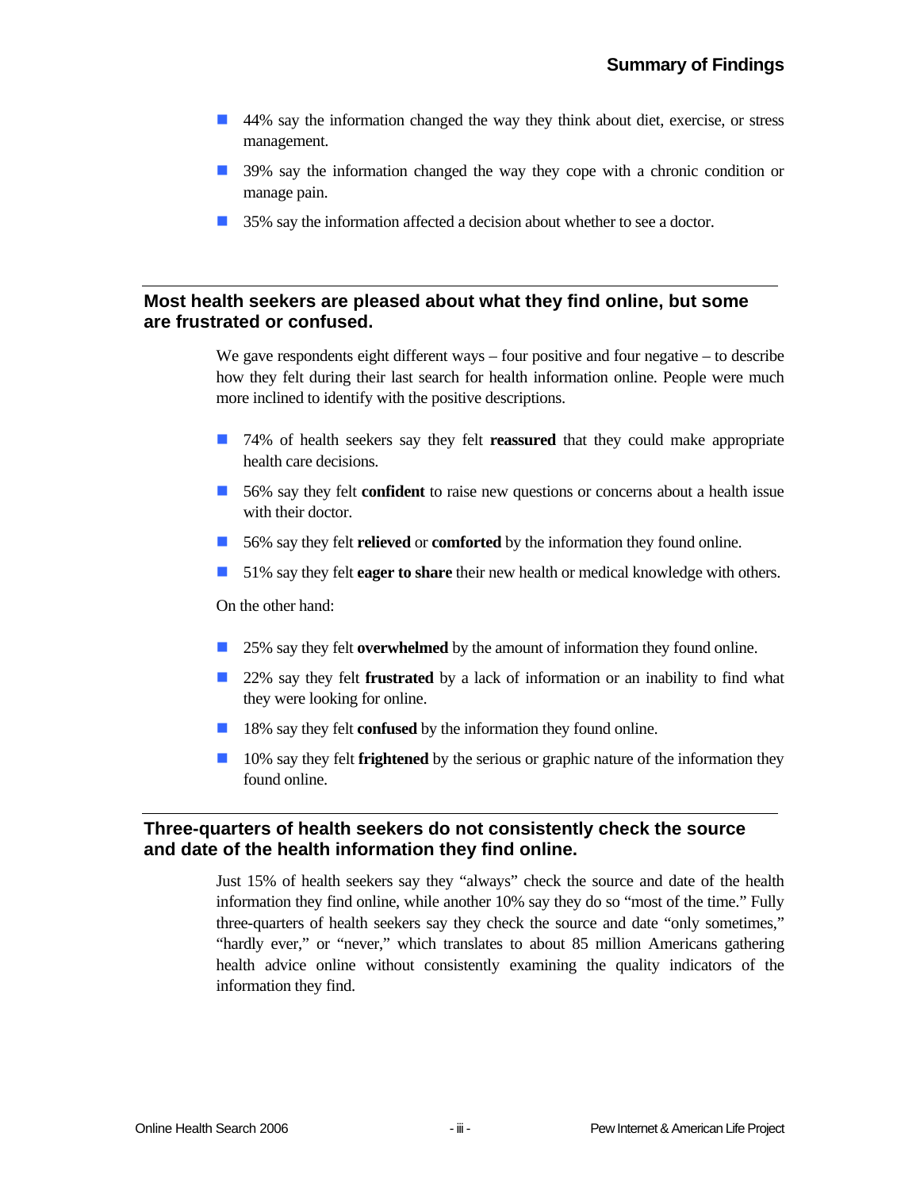- 44% say the information changed the way they think about diet, exercise, or stress management.
- 39% say the information changed the way they cope with a chronic condition or manage pain.
- 35% say the information affected a decision about whether to see a doctor.

## Most health seekers are pleased about what they find online, but some are frustrated or confused.

We gave respondents eight different ways – four positive and four negative – to describe how they felt during their last search for health information online. People were much more inclined to identify with the positive descriptions.

- 74% of health seekers say they felt **reassured** that they could make appropriate health care decisions.
- 56% say they felt **confident** to raise new questions or concerns about a health issue with their doctor.
- 56% say they felt **relieved** or **comforted** by the information they found online.
- 51% say they felt **eager to share** their new health or medical knowledge with others.

On the other hand:

- 25% say they felt **overwhelmed** by the amount of information they found online.
- 22% say they felt **frustrated** by a lack of information or an inability to find what they were looking for online.
- 18% say they felt **confused** by the information they found online.
- 10% say they felt **frightened** by the serious or graphic nature of the information they found online.

## Three-quarters of health seekers do not consistently check the source and date of the health information they find online.

Just 15% of health seekers say they "always" check the source and date of the health information they find online, while another 10% say they do so "most of the time." Fully three-quarters of health seekers say they check the source and date "only sometimes," "hardly ever," or "never," which translates to about 85 million Americans gathering health advice online without consistently examining the quality indicators of the information they find.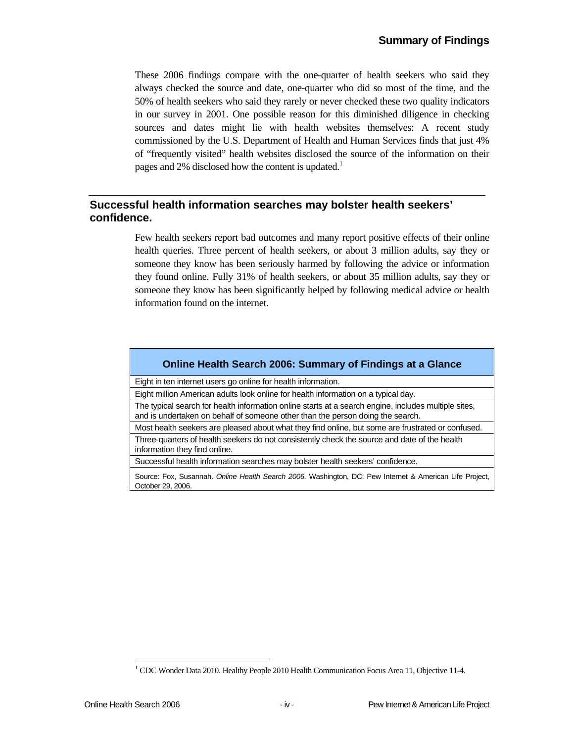These 2006 findings compare with the one-quarter of health seekers who said they always checked the source and date, one-quarter who did so most of the time, and the 50% of health seekers who said they rarely or never checked these two quality indicators in our survey in 2001. One possible reason for this diminished diligence in checking sources and dates might lie with health websites themselves: A recent study commissioned by the U.S. Department of Health and Human Services finds that just 4% of "frequently visited" health websites disclosed the source of the information on their pages and 2% disclosed how the content is updated.[1]

## Successful health information searches may bolster health seekers' confidence.

Few health seekers report bad outcomes and many report positive effects of their online health queries. Three percent of health seekers, or about 3 million adults, say they or someone they know has been seriously harmed by following the advice or information they found online. Fully 31% of health seekers, or about 35 million adults, say they or someone they know has been significantly helped by following medical advice or health information found on the internet.

| Online Health Search 2006: Summary of Findings at a Glance |
|---|
| Eight in ten internet users go online for health information. |
| Eight million American adults look online for health information on a typical day. |
| The typical search for health information online starts at a search engine, includes multiple sites, and is undertaken on behalf of someone other than the person doing the search. |
| Most health seekers are pleased about what they find online, but some are frustrated or confused. |
| Three-quarters of health seekers do not consistently check the source and date of the health information they find online. |
| Successful health information searches may bolster health seekers' confidence. |
| Source: Fox, Susannah. *Online Health Search 2006.* Washington, DC: Pew Internet & American Life Project, October 29, 2006. |

[1] CDC Wonder Data 2010. Healthy People 2010 Health Communication Focus Area 11, Objective 11-4.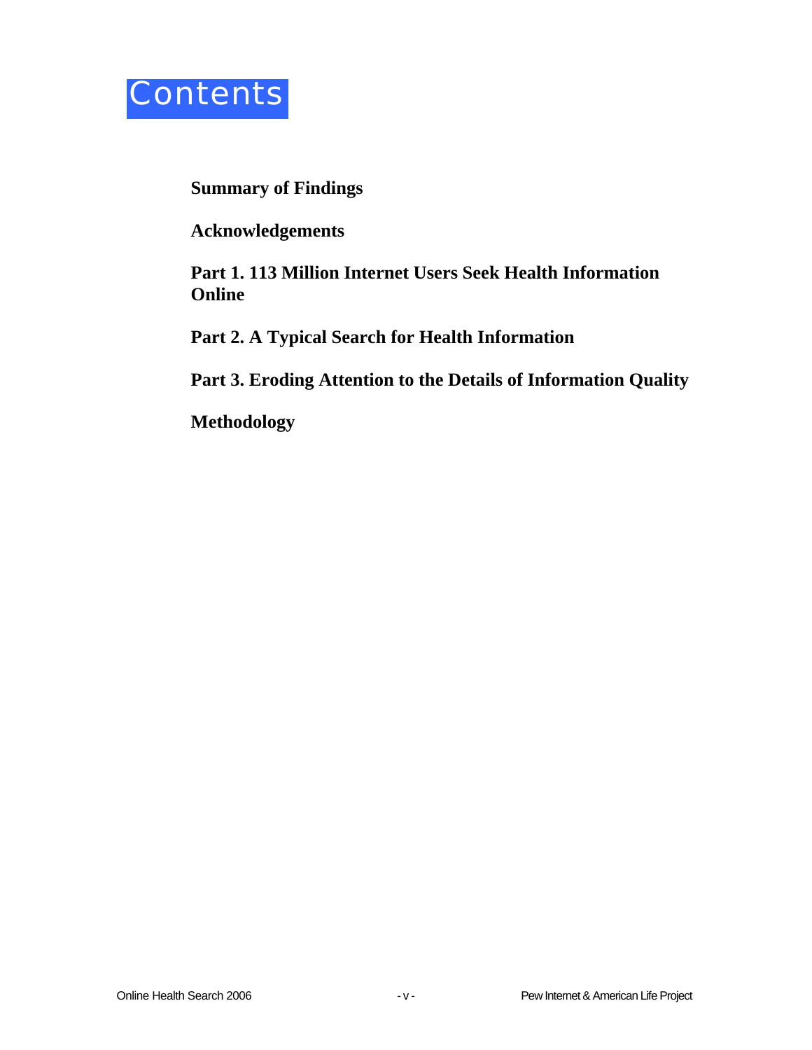# Contents

**Summary of Findings**

**Acknowledgements**

**Part 1. 113 Million Internet Users Seek Health Information Online**

**Part 2. A Typical Search for Health Information**

**Part 3. Eroding Attention to the Details of Information Quality**

**Methodology**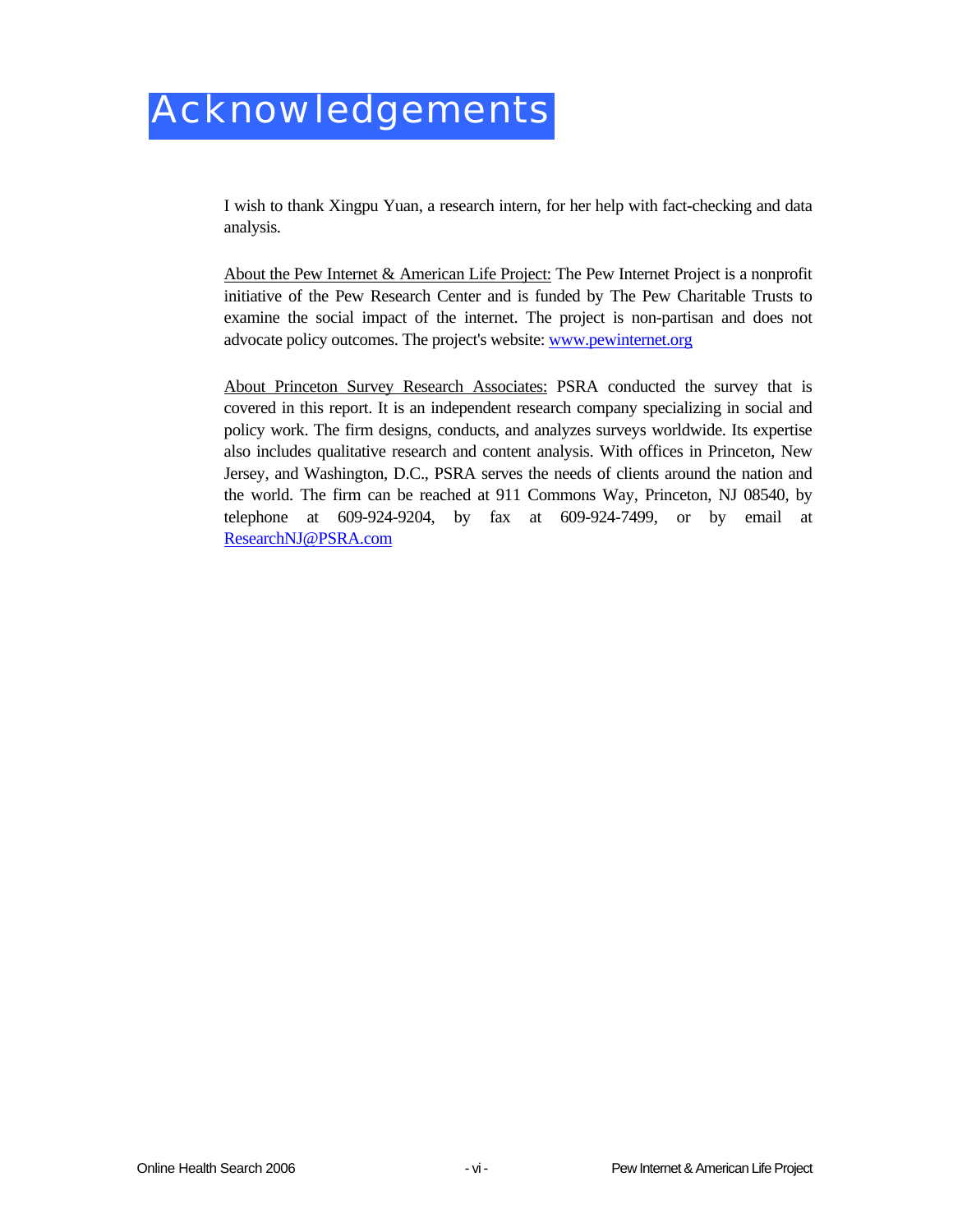# Acknowledgements

I wish to thank Xingpu Yuan, a research intern, for her help with fact-checking and data analysis.

About the Pew Internet & American Life Project: The Pew Internet Project is a nonprofit initiative of the Pew Research Center and is funded by The Pew Charitable Trusts to examine the social impact of the internet. The project is non-partisan and does not advocate policy outcomes. The project's website: www.pewinternet.org

About Princeton Survey Research Associates: PSRA conducted the survey that is covered in this report. It is an independent research company specializing in social and policy work. The firm designs, conducts, and analyzes surveys worldwide. Its expertise also includes qualitative research and content analysis. With offices in Princeton, New Jersey, and Washington, D.C., PSRA serves the needs of clients around the nation and the world. The firm can be reached at 911 Commons Way, Princeton, NJ 08540, by telephone at 609-924-9204, by fax at 609-924-7499, or by email at ResearchNJ@PSRA.com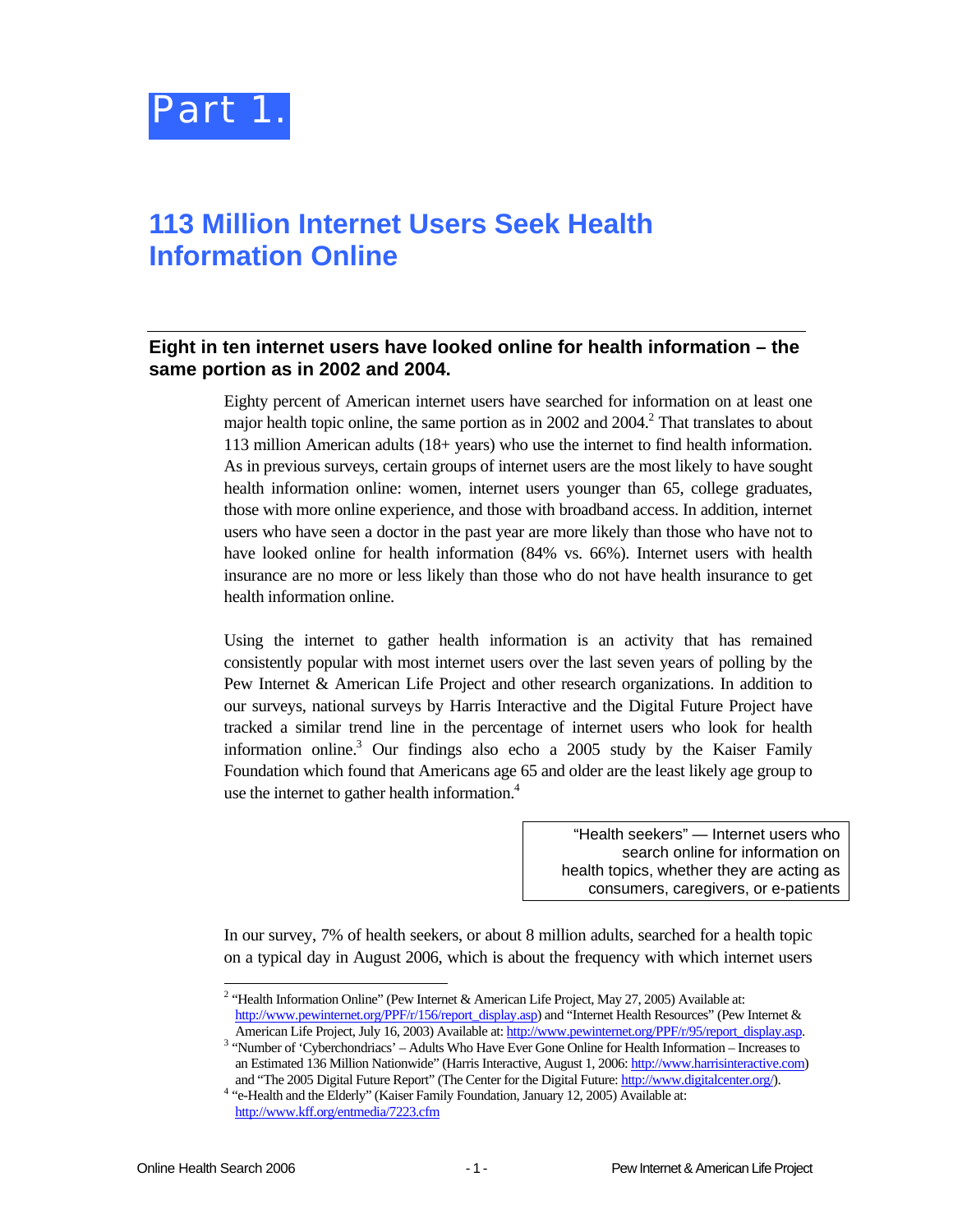# Part 1.

## 113 Million Internet Users Seek Health Information Online

### Eight in ten internet users have looked online for health information – the same portion as in 2002 and 2004.

Eighty percent of American internet users have searched for information on at least one major health topic online, the same portion as in 2002 and 2004.[2] That translates to about 113 million American adults (18+ years) who use the internet to find health information. As in previous surveys, certain groups of internet users are the most likely to have sought health information online: women, internet users younger than 65, college graduates, those with more online experience, and those with broadband access. In addition, internet users who have seen a doctor in the past year are more likely than those who have not to have looked online for health information (84% vs. 66%). Internet users with health insurance are no more or less likely than those who do not have health insurance to get health information online.

Using the internet to gather health information is an activity that has remained consistently popular with most internet users over the last seven years of polling by the Pew Internet & American Life Project and other research organizations. In addition to our surveys, national surveys by Harris Interactive and the Digital Future Project have tracked a similar trend line in the percentage of internet users who look for health information online.[3] Our findings also echo a 2005 study by the Kaiser Family Foundation which found that Americans age 65 and older are the least likely age group to use the internet to gather health information.[4]

> "Health seekers" — Internet users who search online for information on health topics, whether they are acting as consumers, caregivers, or e-patients

In our survey, 7% of health seekers, or about 8 million adults, searched for a health topic on a typical day in August 2006, which is about the frequency with which internet users

---

[2] "Health Information Online" (Pew Internet & American Life Project, May 27, 2005) Available at: http://www.pewinternet.org/PPF/r/156/report_display.asp) and "Internet Health Resources" (Pew Internet & American Life Project, July 16, 2003) Available at: http://www.pewinternet.org/PPF/r/95/report_display.asp.

[3] "Number of 'Cyberchondriacs' – Adults Who Have Ever Gone Online for Health Information – Increases to an Estimated 136 Million Nationwide" (Harris Interactive, August 1, 2006: http://www.harrisinteractive.com) and "The 2005 Digital Future Report" (The Center for the Digital Future: http://www.digitalcenter.org/).

[4] "e-Health and the Elderly" (Kaiser Family Foundation, January 12, 2005) Available at: http://www.kff.org/entmedia/7223.cfm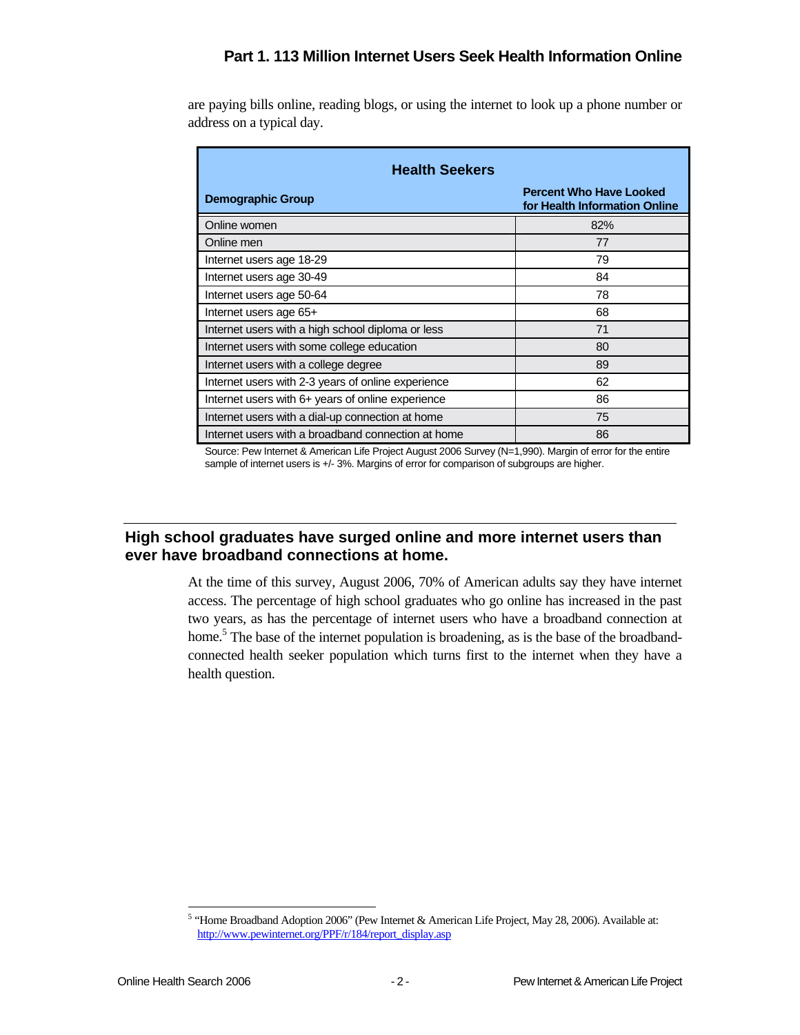are paying bills online, reading blogs, or using the internet to look up a phone number or address on a typical day.

| Health Seekers | |
|---|---|
| **Demographic Group** | **Percent Who Have Looked for Health Information Online** |
| Online women | 82% |
| Online men | 77 |
| Internet users age 18-29 | 79 |
| Internet users age 30-49 | 84 |
| Internet users age 50-64 | 78 |
| Internet users age 65+ | 68 |
| Internet users with a high school diploma or less | 71 |
| Internet users with some college education | 80 |
| Internet users with a college degree | 89 |
| Internet users with 2-3 years of online experience | 62 |
| Internet users with 6+ years of online experience | 86 |
| Internet users with a dial-up connection at home | 75 |
| Internet users with a broadband connection at home | 86 |

Source: Pew Internet & American Life Project August 2006 Survey (N=1,990). Margin of error for the entire sample of internet users is +/- 3%. Margins of error for comparison of subgroups are higher.

## High school graduates have surged online and more internet users than ever have broadband connections at home.

At the time of this survey, August 2006, 70% of American adults say they have internet access. The percentage of high school graduates who go online has increased in the past two years, as has the percentage of internet users who have a broadband connection at home.[5] The base of the internet population is broadening, as is the base of the broadband-connected health seeker population which turns first to the internet when they have a health question.

[5] "Home Broadband Adoption 2006" (Pew Internet & American Life Project, May 28, 2006). Available at: http://www.pewinternet.org/PPF/r/184/report_display.asp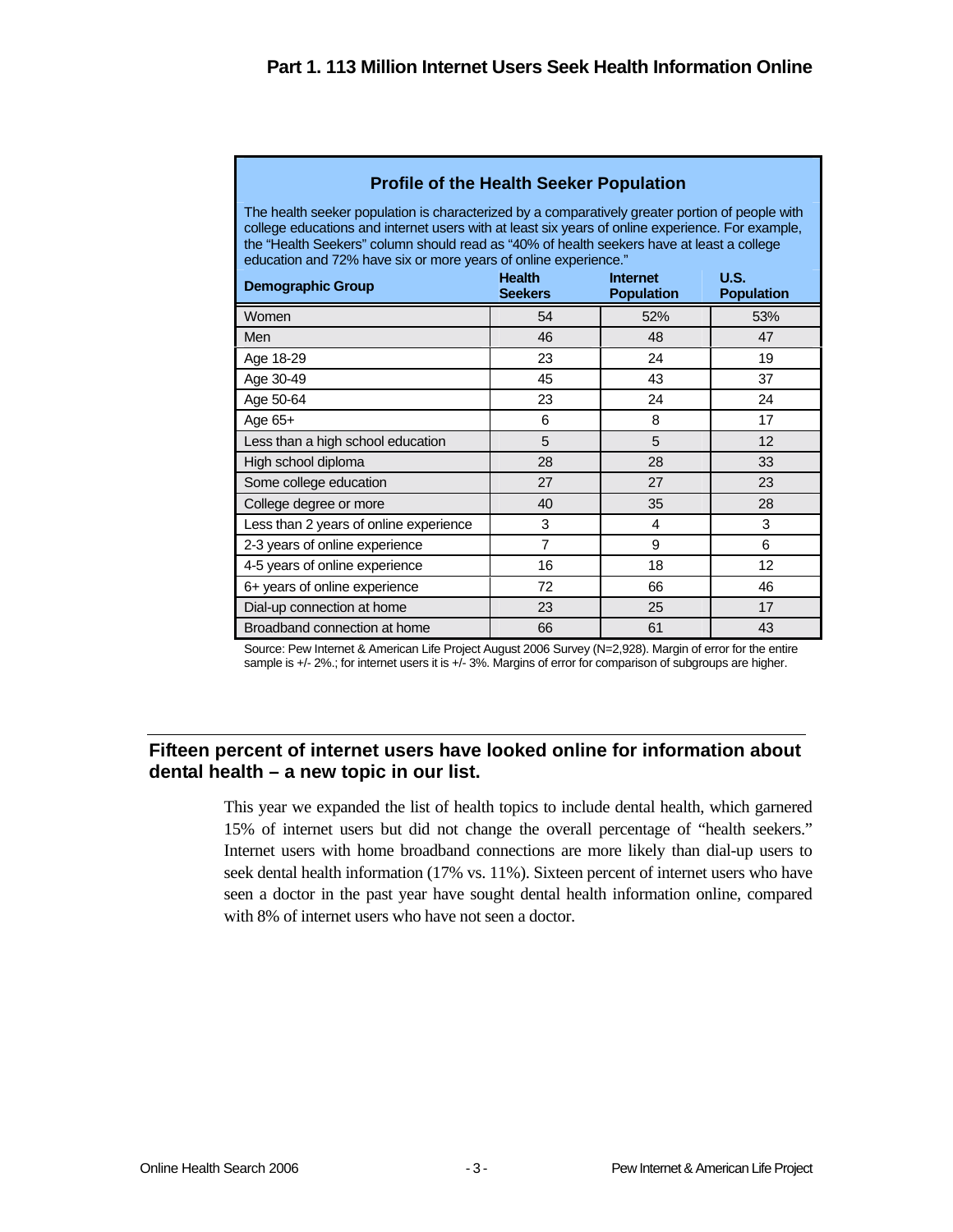## Part 1. 113 Million Internet Users Seek Health Information Online

**Profile of the Health Seeker Population**

The health seeker population is characterized by a comparatively greater portion of people with college educations and internet users with at least six years of online experience. For example, the "Health Seekers" column should read as "40% of health seekers have at least a college education and 72% have six or more years of online experience."

| Demographic Group | Health Seekers | Internet Population | U.S. Population |
|---|---|---|---|
| Women | 54 | 52% | 53% |
| Men | 46 | 48 | 47 |
| Age 18-29 | 23 | 24 | 19 |
| Age 30-49 | 45 | 43 | 37 |
| Age 50-64 | 23 | 24 | 24 |
| Age 65+ | 6 | 8 | 17 |
| Less than a high school education | 5 | 5 | 12 |
| High school diploma | 28 | 28 | 33 |
| Some college education | 27 | 27 | 23 |
| College degree or more | 40 | 35 | 28 |
| Less than 2 years of online experience | 3 | 4 | 3 |
| 2-3 years of online experience | 7 | 9 | 6 |
| 4-5 years of online experience | 16 | 18 | 12 |
| 6+ years of online experience | 72 | 66 | 46 |
| Dial-up connection at home | 23 | 25 | 17 |
| Broadband connection at home | 66 | 61 | 43 |

Source: Pew Internet & American Life Project August 2006 Survey (N=2,928). Margin of error for the entire sample is +/- 2%.; for internet users it is +/- 3%. Margins of error for comparison of subgroups are higher.

### Fifteen percent of internet users have looked online for information about dental health – a new topic in our list.

This year we expanded the list of health topics to include dental health, which garnered 15% of internet users but did not change the overall percentage of "health seekers." Internet users with home broadband connections are more likely than dial-up users to seek dental health information (17% vs. 11%). Sixteen percent of internet users who have seen a doctor in the past year have sought dental health information online, compared with 8% of internet users who have not seen a doctor.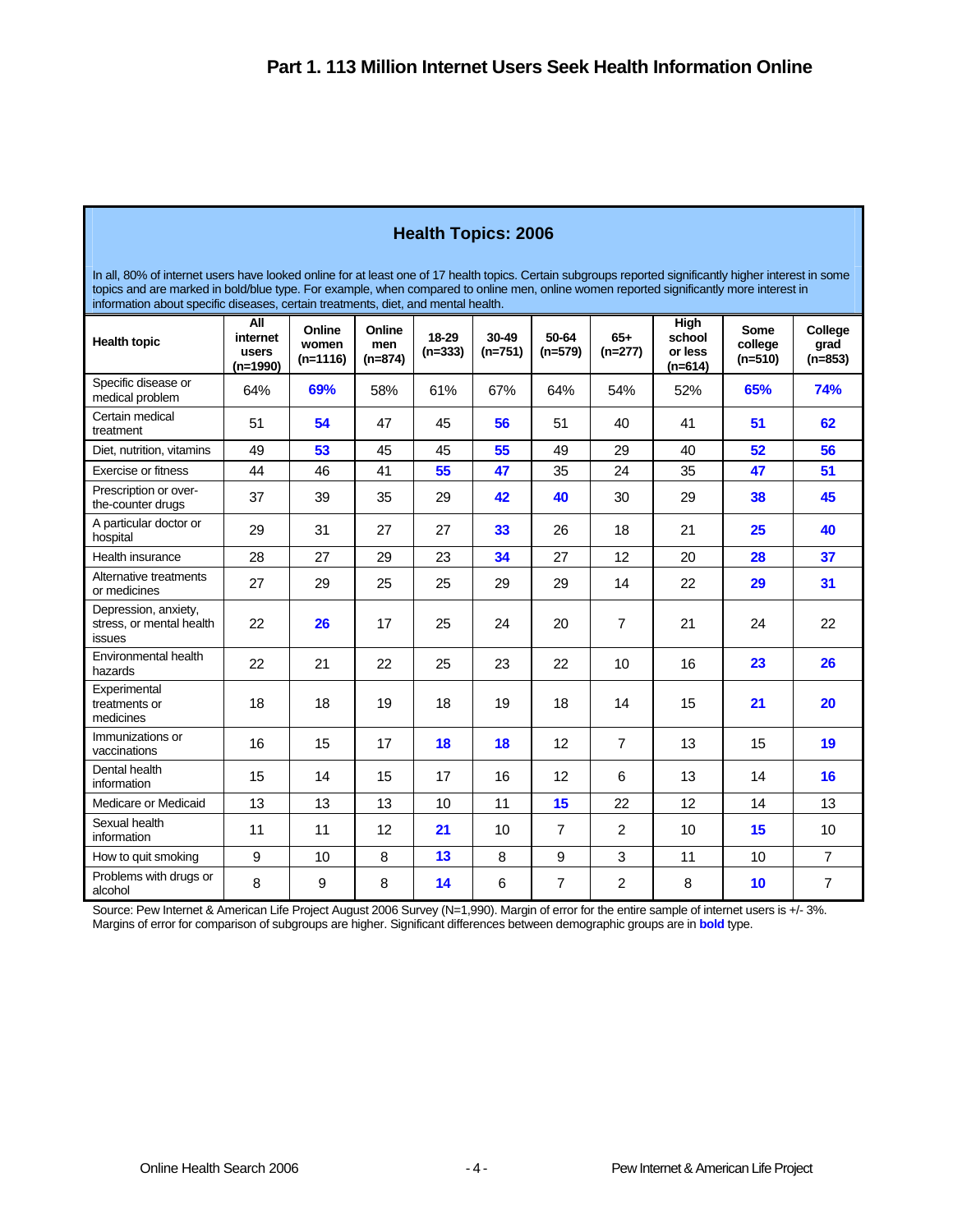## Part 1. 113 Million Internet Users Seek Health Information Online

### Health Topics: 2006

In all, 80% of internet users have looked online for at least one of 17 health topics. Certain subgroups reported significantly higher interest in some topics and are marked in bold/blue type. For example, when compared to online men, online women reported significantly more interest in information about specific diseases, certain treatments, diet, and mental health.

| Health topic | All internet users (n=1990) | Online women (n=1116) | Online men (n=874) | 18-29 (n=333) | 30-49 (n=751) | 50-64 (n=579) | 65+ (n=277) | High school or less (n=614) | Some college (n=510) | College grad (n=853) |
|---|---|---|---|---|---|---|---|---|---|---|
| Specific disease or medical problem | 64% | **69%** | 58% | 61% | 67% | 64% | 54% | 52% | **65%** | **74%** |
| Certain medical treatment | 51 | **54** | 47 | 45 | **56** | 51 | 40 | 41 | **51** | **62** |
| Diet, nutrition, vitamins | 49 | **53** | 45 | 45 | **55** | 49 | 29 | 40 | **52** | **56** |
| Exercise or fitness | 44 | 46 | 41 | **55** | **47** | 35 | 24 | 35 | **47** | **51** |
| Prescription or over-the-counter drugs | 37 | 39 | 35 | 29 | **42** | **40** | 30 | 29 | **38** | **45** |
| A particular doctor or hospital | 29 | 31 | 27 | 27 | **33** | 26 | 18 | 21 | **25** | **40** |
| Health insurance | 28 | 27 | 29 | 23 | **34** | 27 | 12 | 20 | **28** | **37** |
| Alternative treatments or medicines | 27 | 29 | 25 | 25 | 29 | 29 | 14 | 22 | **29** | **31** |
| Depression, anxiety, stress, or mental health issues | 22 | **26** | 17 | 25 | 24 | 20 | 7 | 21 | 24 | 22 |
| Environmental health hazards | 22 | 21 | 22 | 25 | 23 | 22 | 10 | 16 | **23** | **26** |
| Experimental treatments or medicines | 18 | 18 | 19 | 18 | 19 | 18 | 14 | 15 | **21** | **20** |
| Immunizations or vaccinations | 16 | 15 | 17 | **18** | **18** | 12 | 7 | 13 | 15 | **19** |
| Dental health information | 15 | 14 | 15 | 17 | 16 | 12 | 6 | 13 | 14 | **16** |
| Medicare or Medicaid | 13 | 13 | 13 | 10 | 11 | **15** | 22 | 12 | 14 | 13 |
| Sexual health information | 11 | 11 | 12 | **21** | 10 | 7 | 2 | 10 | **15** | 10 |
| How to quit smoking | 9 | 10 | 8 | **13** | 8 | 9 | 3 | 11 | 10 | 7 |
| Problems with drugs or alcohol | 8 | 9 | 8 | **14** | 6 | 7 | 2 | 8 | **10** | 7 |

Source: Pew Internet & American Life Project August 2006 Survey (N=1,990). Margin of error for the entire sample of internet users is +/- 3%. Margins of error for comparison of subgroups are higher. Significant differences between demographic groups are in **bold** type.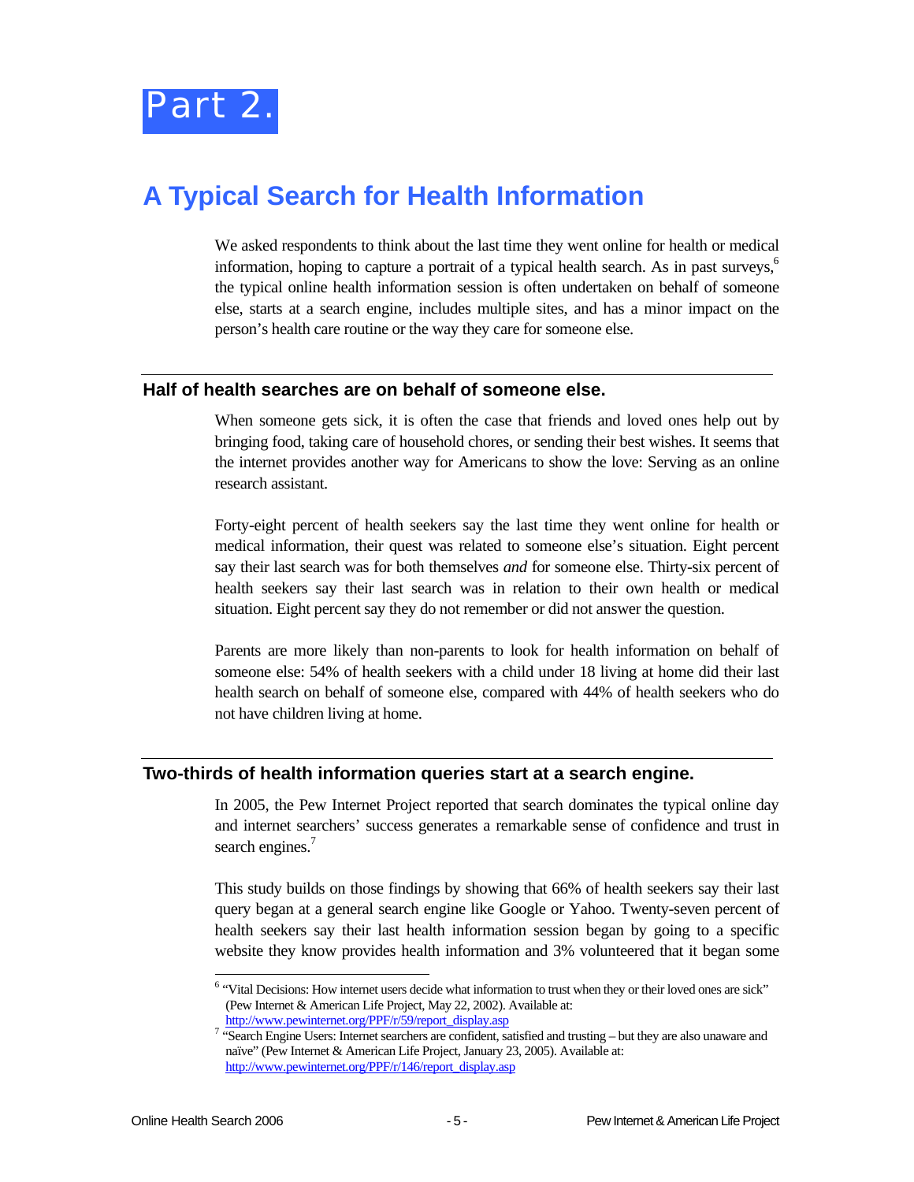# Part 2.

## A Typical Search for Health Information

We asked respondents to think about the last time they went online for health or medical information, hoping to capture a portrait of a typical health search. As in past surveys,[6] the typical online health information session is often undertaken on behalf of someone else, starts at a search engine, includes multiple sites, and has a minor impact on the person's health care routine or the way they care for someone else.

### Half of health searches are on behalf of someone else.

When someone gets sick, it is often the case that friends and loved ones help out by bringing food, taking care of household chores, or sending their best wishes. It seems that the internet provides another way for Americans to show the love: Serving as an online research assistant.

Forty-eight percent of health seekers say the last time they went online for health or medical information, their quest was related to someone else's situation. Eight percent say their last search was for both themselves *and* for someone else. Thirty-six percent of health seekers say their last search was in relation to their own health or medical situation. Eight percent say they do not remember or did not answer the question.

Parents are more likely than non-parents to look for health information on behalf of someone else: 54% of health seekers with a child under 18 living at home did their last health search on behalf of someone else, compared with 44% of health seekers who do not have children living at home.

### Two-thirds of health information queries start at a search engine.

In 2005, the Pew Internet Project reported that search dominates the typical online day and internet searchers' success generates a remarkable sense of confidence and trust in search engines.[7]

This study builds on those findings by showing that 66% of health seekers say their last query began at a general search engine like Google or Yahoo. Twenty-seven percent of health seekers say their last health information session began by going to a specific website they know provides health information and 3% volunteered that it began some

---

[6] "Vital Decisions: How internet users decide what information to trust when they or their loved ones are sick" (Pew Internet & American Life Project, May 22, 2002). Available at: http://www.pewinternet.org/PPF/r/59/report_display.asp

[7] "Search Engine Users: Internet searchers are confident, satisfied and trusting – but they are also unaware and naïve" (Pew Internet & American Life Project, January 23, 2005). Available at: http://www.pewinternet.org/PPF/r/146/report_display.asp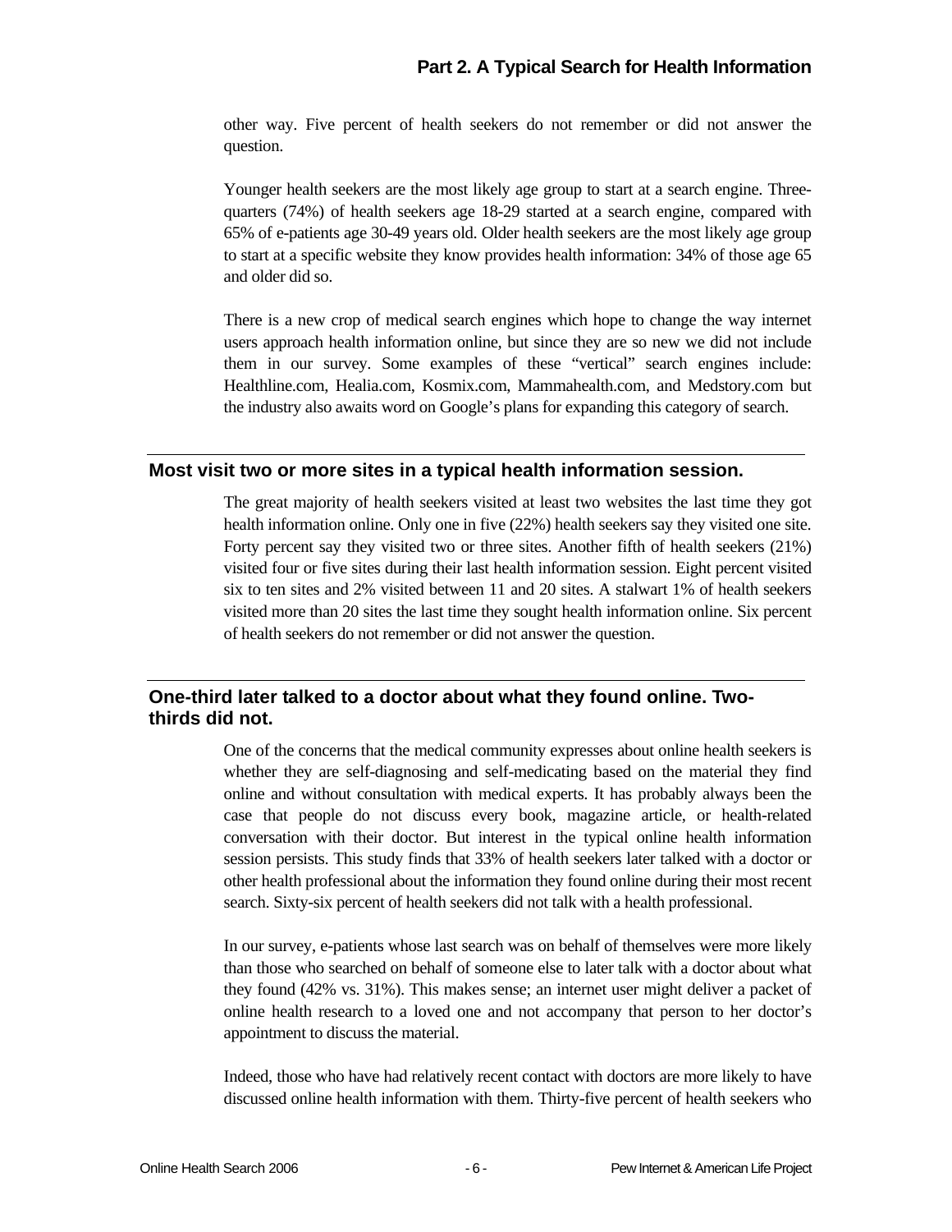other way. Five percent of health seekers do not remember or did not answer the question.

Younger health seekers are the most likely age group to start at a search engine. Three-quarters (74%) of health seekers age 18-29 started at a search engine, compared with 65% of e-patients age 30-49 years old. Older health seekers are the most likely age group to start at a specific website they know provides health information: 34% of those age 65 and older did so.

There is a new crop of medical search engines which hope to change the way internet users approach health information online, but since they are so new we did not include them in our survey. Some examples of these "vertical" search engines include: Healthline.com, Healia.com, Kosmix.com, Mammahealth.com, and Medstory.com but the industry also awaits word on Google's plans for expanding this category of search.

## Most visit two or more sites in a typical health information session.

The great majority of health seekers visited at least two websites the last time they got health information online. Only one in five (22%) health seekers say they visited one site. Forty percent say they visited two or three sites. Another fifth of health seekers (21%) visited four or five sites during their last health information session. Eight percent visited six to ten sites and 2% visited between 11 and 20 sites. A stalwart 1% of health seekers visited more than 20 sites the last time they sought health information online. Six percent of health seekers do not remember or did not answer the question.

## One-third later talked to a doctor about what they found online. Two-thirds did not.

One of the concerns that the medical community expresses about online health seekers is whether they are self-diagnosing and self-medicating based on the material they find online and without consultation with medical experts. It has probably always been the case that people do not discuss every book, magazine article, or health-related conversation with their doctor. But interest in the typical online health information session persists. This study finds that 33% of health seekers later talked with a doctor or other health professional about the information they found online during their most recent search. Sixty-six percent of health seekers did not talk with a health professional.

In our survey, e-patients whose last search was on behalf of themselves were more likely than those who searched on behalf of someone else to later talk with a doctor about what they found (42% vs. 31%). This makes sense; an internet user might deliver a packet of online health research to a loved one and not accompany that person to her doctor's appointment to discuss the material.

Indeed, those who have had relatively recent contact with doctors are more likely to have discussed online health information with them. Thirty-five percent of health seekers who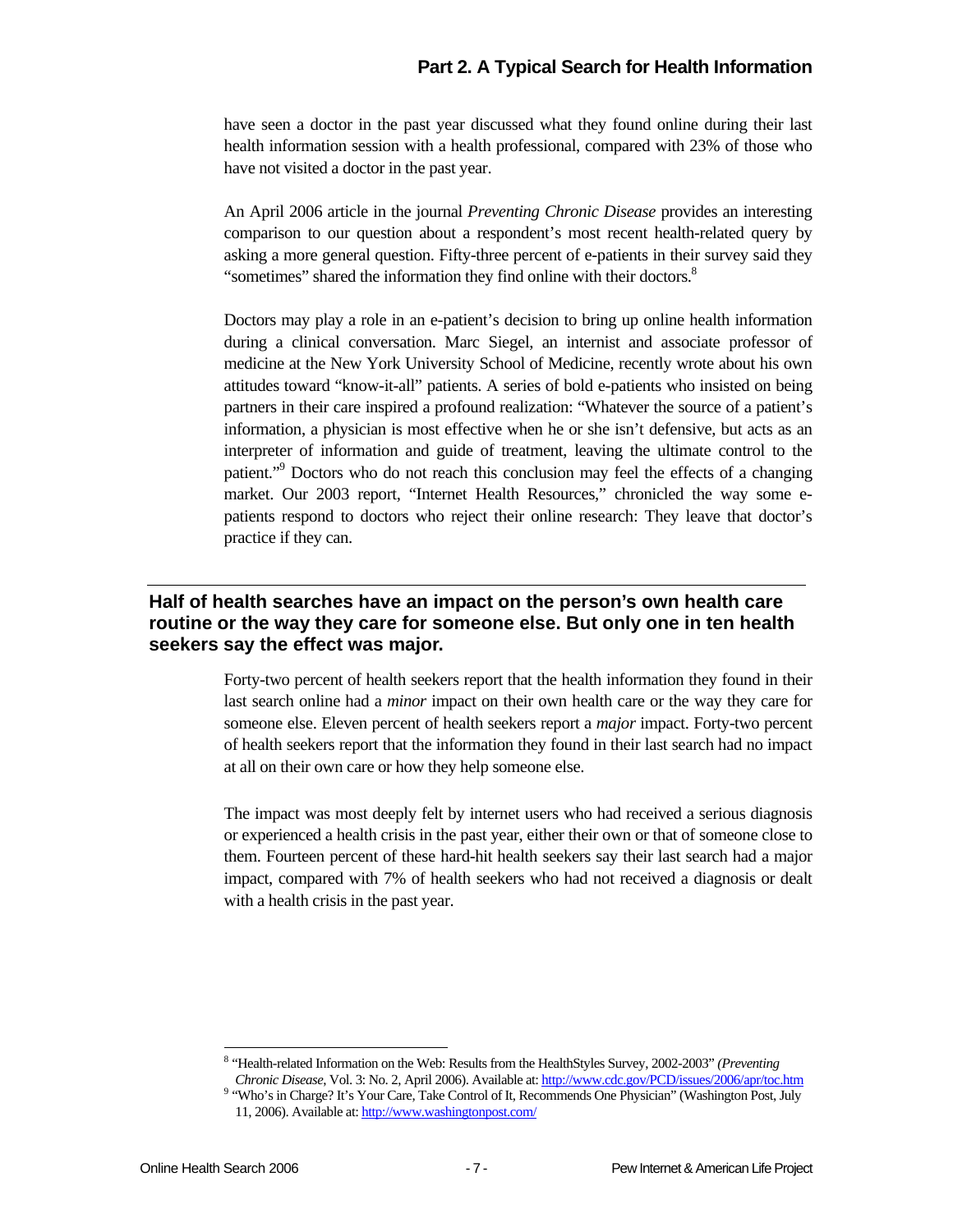have seen a doctor in the past year discussed what they found online during their last health information session with a health professional, compared with 23% of those who have not visited a doctor in the past year.

An April 2006 article in the journal *Preventing Chronic Disease* provides an interesting comparison to our question about a respondent's most recent health-related query by asking a more general question. Fifty-three percent of e-patients in their survey said they "sometimes" shared the information they find online with their doctors.[8]

Doctors may play a role in an e-patient's decision to bring up online health information during a clinical conversation. Marc Siegel, an internist and associate professor of medicine at the New York University School of Medicine, recently wrote about his own attitudes toward "know-it-all" patients. A series of bold e-patients who insisted on being partners in their care inspired a profound realization: "Whatever the source of a patient's information, a physician is most effective when he or she isn't defensive, but acts as an interpreter of information and guide of treatment, leaving the ultimate control to the patient."[9] Doctors who do not reach this conclusion may feel the effects of a changing market. Our 2003 report, "Internet Health Resources," chronicled the way some e-patients respond to doctors who reject their online research: They leave that doctor's practice if they can.

## Half of health searches have an impact on the person's own health care routine or the way they care for someone else. But only one in ten health seekers say the effect was major.

Forty-two percent of health seekers report that the health information they found in their last search online had a *minor* impact on their own health care or the way they care for someone else. Eleven percent of health seekers report a *major* impact. Forty-two percent of health seekers report that the information they found in their last search had no impact at all on their own care or how they help someone else.

The impact was most deeply felt by internet users who had received a serious diagnosis or experienced a health crisis in the past year, either their own or that of someone close to them. Fourteen percent of these hard-hit health seekers say their last search had a major impact, compared with 7% of health seekers who had not received a diagnosis or dealt with a health crisis in the past year.

---

[8] "Health-related Information on the Web: Results from the HealthStyles Survey, 2002-2003" *(Preventing Chronic Disease*, Vol. 3: No. 2, April 2006). Available at: http://www.cdc.gov/PCD/issues/2006/apr/toc.htm

[9] "Who's in Charge? It's Your Care, Take Control of It, Recommends One Physician" (Washington Post, July 11, 2006). Available at: http://www.washingtonpost.com/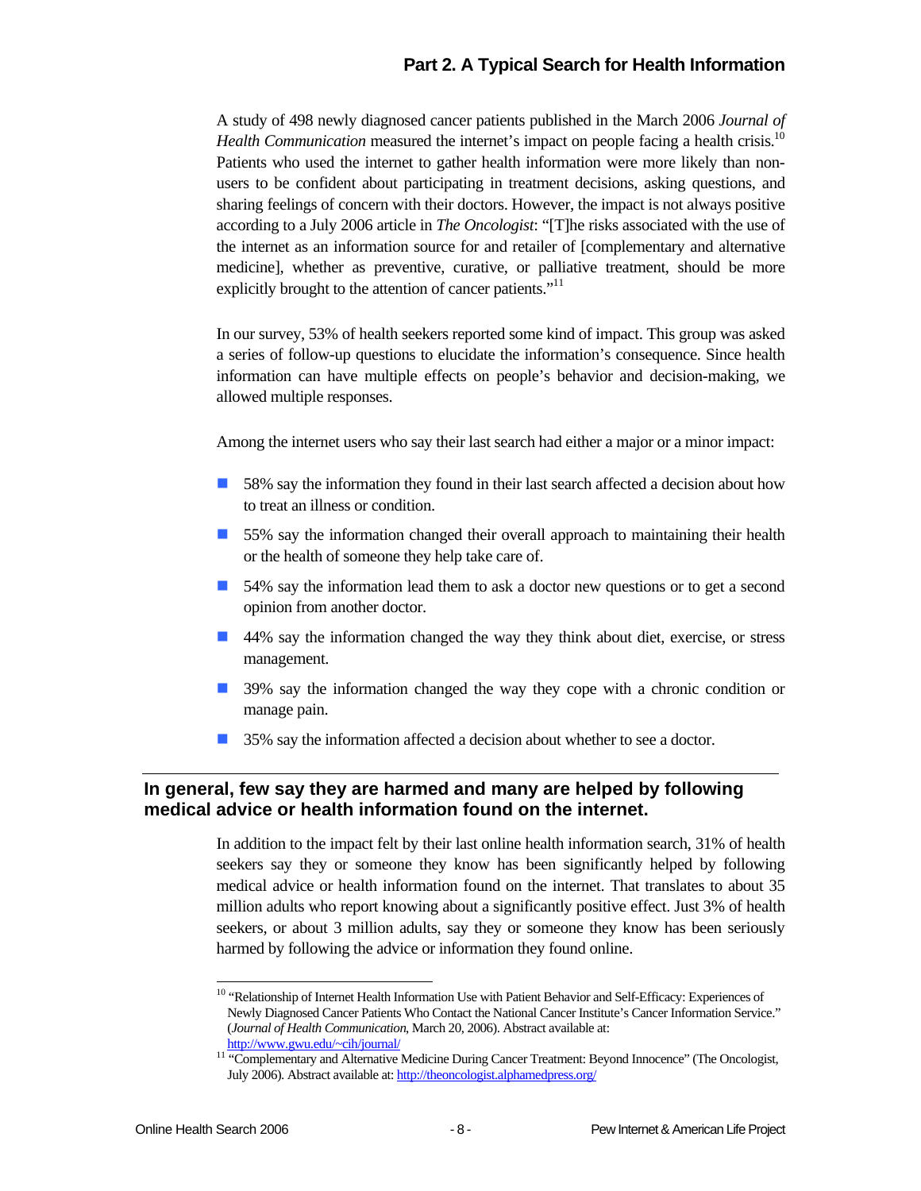A study of 498 newly diagnosed cancer patients published in the March 2006 *Journal of Health Communication* measured the internet's impact on people facing a health crisis.[10] Patients who used the internet to gather health information were more likely than non-users to be confident about participating in treatment decisions, asking questions, and sharing feelings of concern with their doctors. However, the impact is not always positive according to a July 2006 article in *The Oncologist*: "[T]he risks associated with the use of the internet as an information source for and retailer of [complementary and alternative medicine], whether as preventive, curative, or palliative treatment, should be more explicitly brought to the attention of cancer patients."[11]

In our survey, 53% of health seekers reported some kind of impact. This group was asked a series of follow-up questions to elucidate the information's consequence. Since health information can have multiple effects on people's behavior and decision-making, we allowed multiple responses.

Among the internet users who say their last search had either a major or a minor impact:

- 58% say the information they found in their last search affected a decision about how to treat an illness or condition.
- 55% say the information changed their overall approach to maintaining their health or the health of someone they help take care of.
- 54% say the information lead them to ask a doctor new questions or to get a second opinion from another doctor.
- 44% say the information changed the way they think about diet, exercise, or stress management.
- 39% say the information changed the way they cope with a chronic condition or manage pain.
- 35% say the information affected a decision about whether to see a doctor.

## In general, few say they are harmed and many are helped by following medical advice or health information found on the internet.

In addition to the impact felt by their last online health information search, 31% of health seekers say they or someone they know has been significantly helped by following medical advice or health information found on the internet. That translates to about 35 million adults who report knowing about a significantly positive effect. Just 3% of health seekers, or about 3 million adults, say they or someone they know has been seriously harmed by following the advice or information they found online.

---

[10] "Relationship of Internet Health Information Use with Patient Behavior and Self-Efficacy: Experiences of Newly Diagnosed Cancer Patients Who Contact the National Cancer Institute's Cancer Information Service." (*Journal of Health Communication*, March 20, 2006). Abstract available at: http://www.gwu.edu/~cih/journal/

[11] "Complementary and Alternative Medicine During Cancer Treatment: Beyond Innocence" (The Oncologist, July 2006). Abstract available at: http://theoncologist.alphamedpress.org/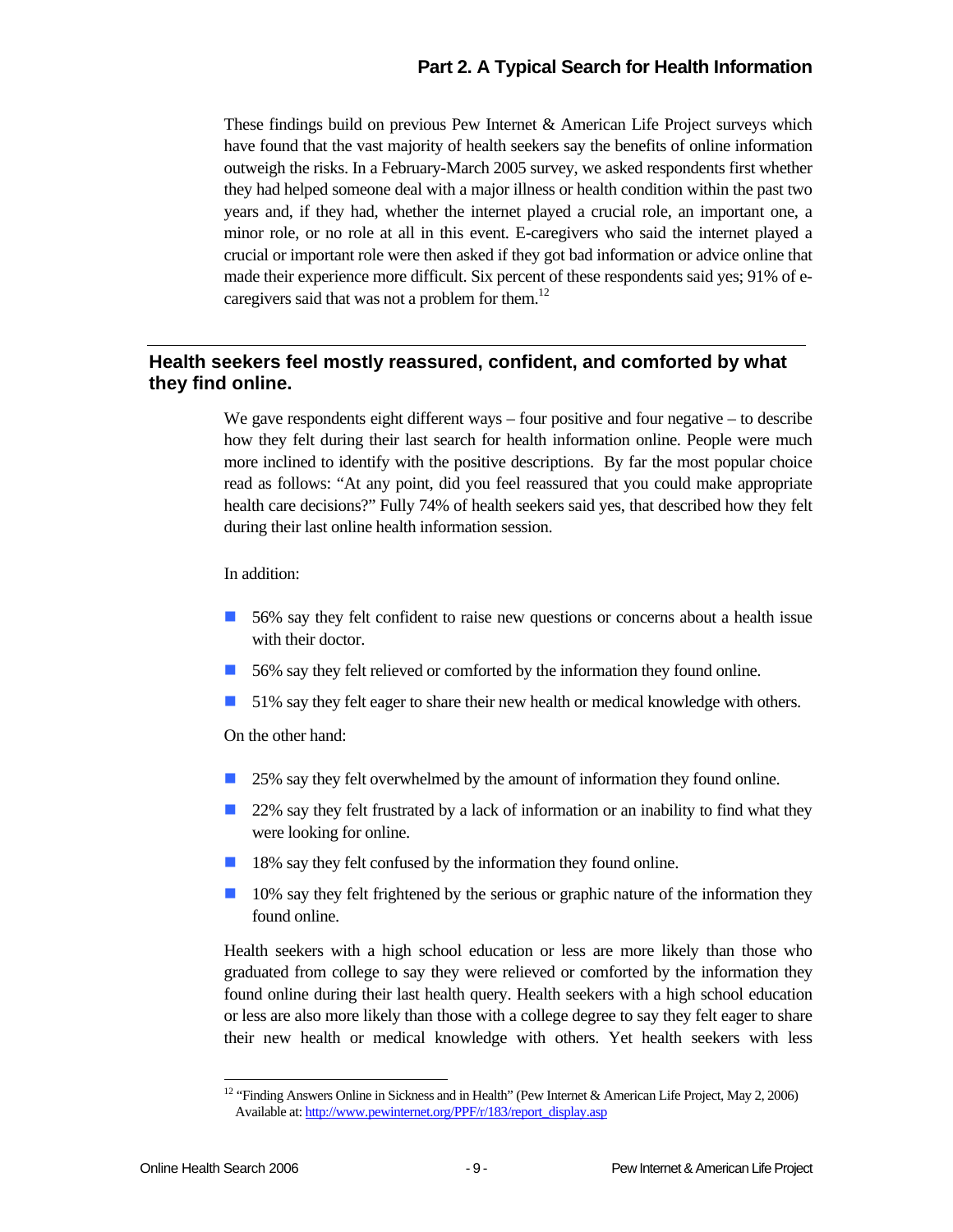These findings build on previous Pew Internet & American Life Project surveys which have found that the vast majority of health seekers say the benefits of online information outweigh the risks. In a February-March 2005 survey, we asked respondents first whether they had helped someone deal with a major illness or health condition within the past two years and, if they had, whether the internet played a crucial role, an important one, a minor role, or no role at all in this event. E-caregivers who said the internet played a crucial or important role were then asked if they got bad information or advice online that made their experience more difficult. Six percent of these respondents said yes; 91% of e-caregivers said that was not a problem for them.[12]

## Health seekers feel mostly reassured, confident, and comforted by what they find online.

We gave respondents eight different ways – four positive and four negative – to describe how they felt during their last search for health information online. People were much more inclined to identify with the positive descriptions. By far the most popular choice read as follows: "At any point, did you feel reassured that you could make appropriate health care decisions?" Fully 74% of health seekers said yes, that described how they felt during their last online health information session.

In addition:

- 56% say they felt confident to raise new questions or concerns about a health issue with their doctor.
- 56% say they felt relieved or comforted by the information they found online.
- 51% say they felt eager to share their new health or medical knowledge with others.

On the other hand:

- 25% say they felt overwhelmed by the amount of information they found online.
- 22% say they felt frustrated by a lack of information or an inability to find what they were looking for online.
- 18% say they felt confused by the information they found online.
- 10% say they felt frightened by the serious or graphic nature of the information they found online.

Health seekers with a high school education or less are more likely than those who graduated from college to say they were relieved or comforted by the information they found online during their last health query. Health seekers with a high school education or less are also more likely than those with a college degree to say they felt eager to share their new health or medical knowledge with others. Yet health seekers with less

[12] "Finding Answers Online in Sickness and in Health" (Pew Internet & American Life Project, May 2, 2006) Available at: http://www.pewinternet.org/PPF/r/183/report_display.asp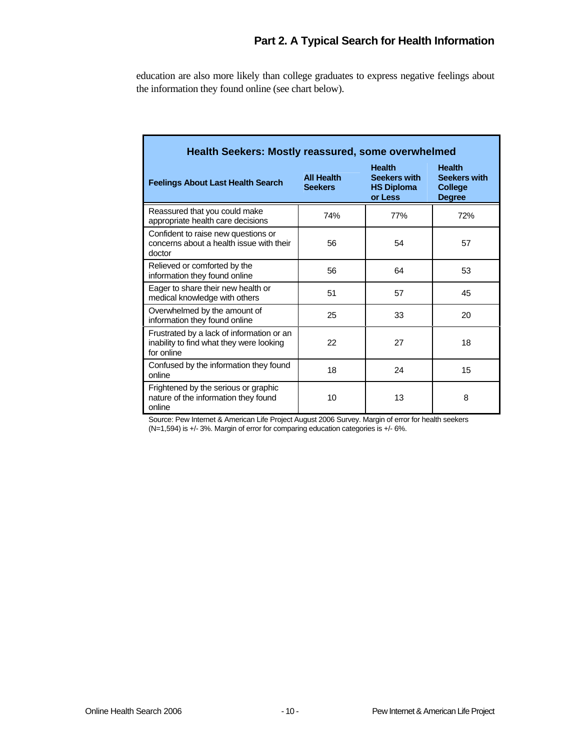education are also more likely than college graduates to express negative feelings about the information they found online (see chart below).

**Health Seekers: Mostly reassured, some overwhelmed**

| Feelings About Last Health Search | All Health Seekers | Health Seekers with HS Diploma or Less | Health Seekers with College Degree |
|---|---|---|---|
| Reassured that you could make appropriate health care decisions | 74% | 77% | 72% |
| Confident to raise new questions or concerns about a health issue with their doctor | 56 | 54 | 57 |
| Relieved or comforted by the information they found online | 56 | 64 | 53 |
| Eager to share their new health or medical knowledge with others | 51 | 57 | 45 |
| Overwhelmed by the amount of information they found online | 25 | 33 | 20 |
| Frustrated by a lack of information or an inability to find what they were looking for online | 22 | 27 | 18 |
| Confused by the information they found online | 18 | 24 | 15 |
| Frightened by the serious or graphic nature of the information they found online | 10 | 13 | 8 |

Source: Pew Internet & American Life Project August 2006 Survey. Margin of error for health seekers (N=1,594) is +/- 3%. Margin of error for comparing education categories is +/- 6%.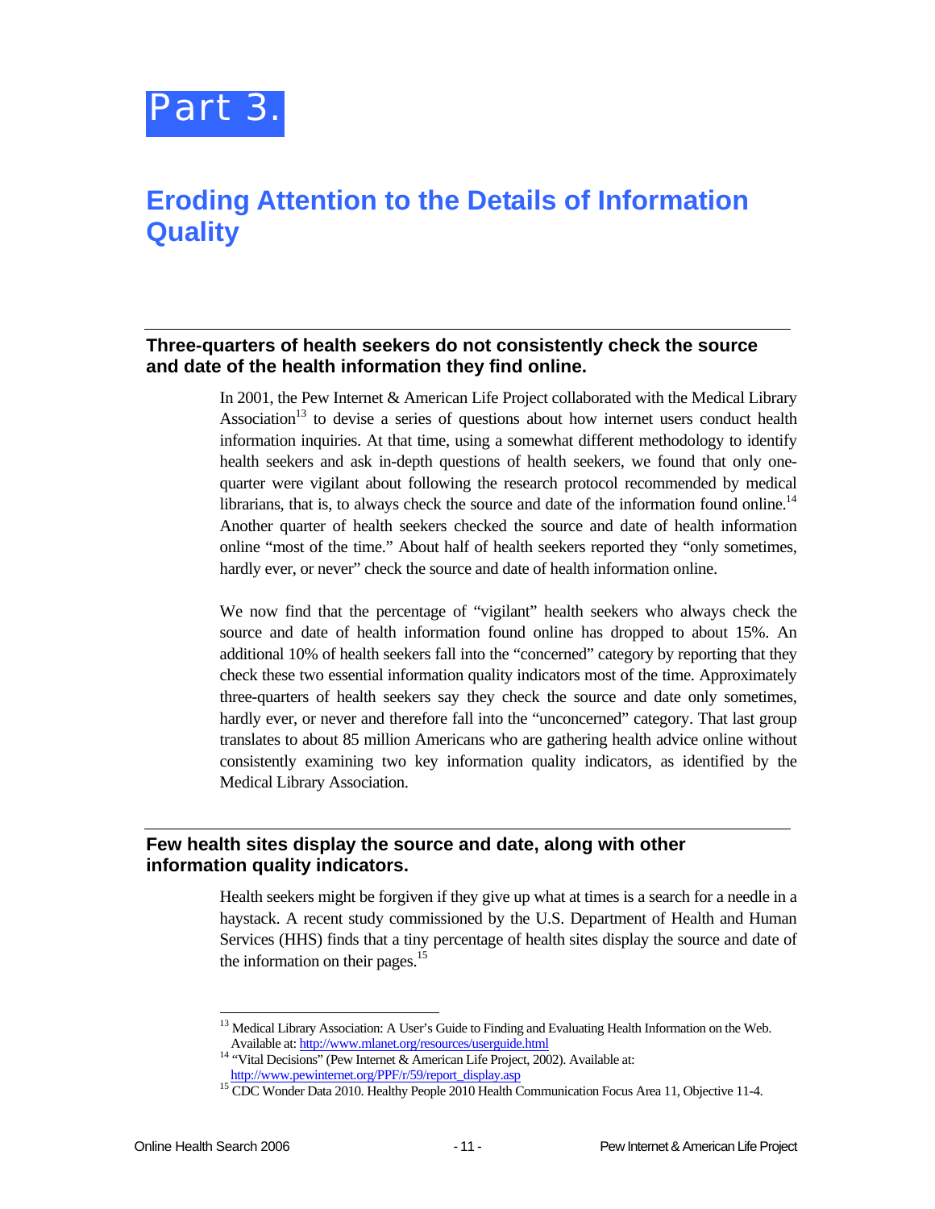# Part 3.

## Eroding Attention to the Details of Information Quality

### Three-quarters of health seekers do not consistently check the source and date of the health information they find online.

In 2001, the Pew Internet & American Life Project collaborated with the Medical Library Association[13] to devise a series of questions about how internet users conduct health information inquiries. At that time, using a somewhat different methodology to identify health seekers and ask in-depth questions of health seekers, we found that only one-quarter were vigilant about following the research protocol recommended by medical librarians, that is, to always check the source and date of the information found online.[14] Another quarter of health seekers checked the source and date of health information online "most of the time." About half of health seekers reported they "only sometimes, hardly ever, or never" check the source and date of health information online.

We now find that the percentage of "vigilant" health seekers who always check the source and date of health information found online has dropped to about 15%. An additional 10% of health seekers fall into the "concerned" category by reporting that they check these two essential information quality indicators most of the time. Approximately three-quarters of health seekers say they check the source and date only sometimes, hardly ever, or never and therefore fall into the "unconcerned" category. That last group translates to about 85 million Americans who are gathering health advice online without consistently examining two key information quality indicators, as identified by the Medical Library Association.

### Few health sites display the source and date, along with other information quality indicators.

Health seekers might be forgiven if they give up what at times is a search for a needle in a haystack. A recent study commissioned by the U.S. Department of Health and Human Services (HHS) finds that a tiny percentage of health sites display the source and date of the information on their pages.[15]

---

[13] Medical Library Association: A User's Guide to Finding and Evaluating Health Information on the Web. Available at: http://www.mlanet.org/resources/userguide.html

[14] "Vital Decisions" (Pew Internet & American Life Project, 2002). Available at: http://www.pewinternet.org/PPF/r/59/report_display.asp

[15] CDC Wonder Data 2010. Healthy People 2010 Health Communication Focus Area 11, Objective 11-4.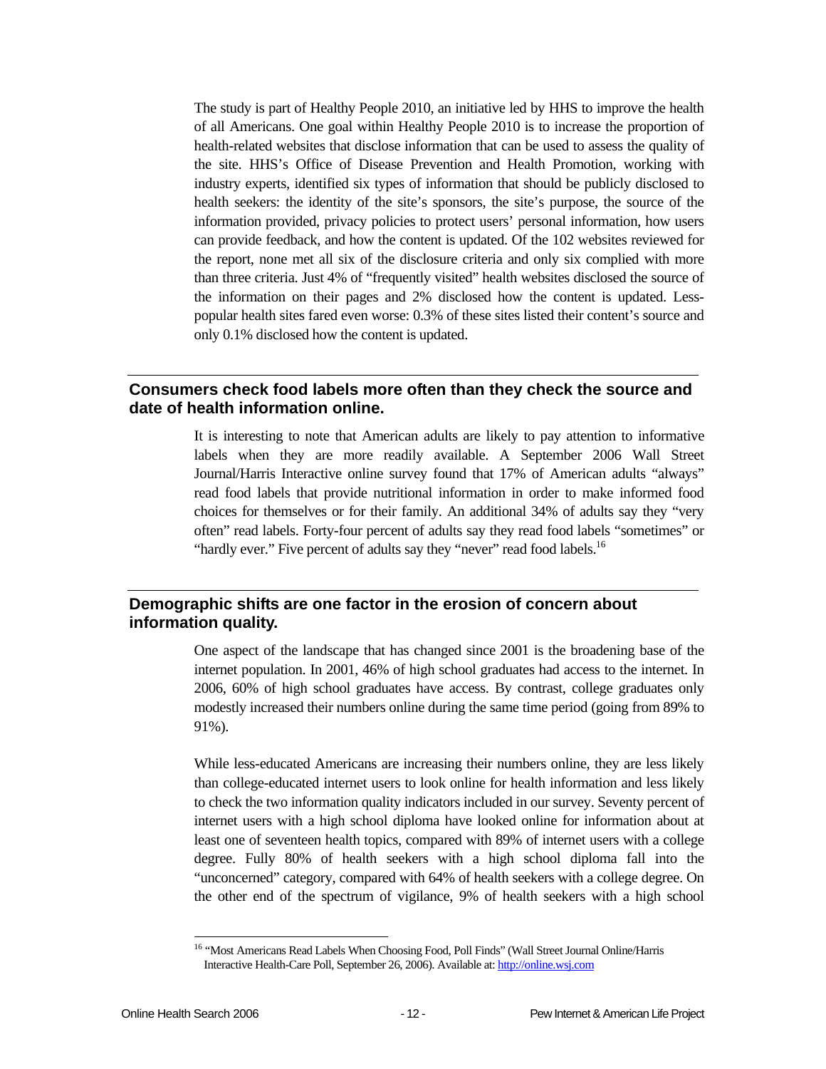The study is part of Healthy People 2010, an initiative led by HHS to improve the health of all Americans. One goal within Healthy People 2010 is to increase the proportion of health-related websites that disclose information that can be used to assess the quality of the site. HHS's Office of Disease Prevention and Health Promotion, working with industry experts, identified six types of information that should be publicly disclosed to health seekers: the identity of the site's sponsors, the site's purpose, the source of the information provided, privacy policies to protect users' personal information, how users can provide feedback, and how the content is updated. Of the 102 websites reviewed for the report, none met all six of the disclosure criteria and only six complied with more than three criteria. Just 4% of "frequently visited" health websites disclosed the source of the information on their pages and 2% disclosed how the content is updated. Less-popular health sites fared even worse: 0.3% of these sites listed their content's source and only 0.1% disclosed how the content is updated.

## Consumers check food labels more often than they check the source and date of health information online.

It is interesting to note that American adults are likely to pay attention to informative labels when they are more readily available. A September 2006 Wall Street Journal/Harris Interactive online survey found that 17% of American adults "always" read food labels that provide nutritional information in order to make informed food choices for themselves or for their family. An additional 34% of adults say they "very often" read labels. Forty-four percent of adults say they read food labels "sometimes" or "hardly ever." Five percent of adults say they "never" read food labels.[16]

## Demographic shifts are one factor in the erosion of concern about information quality.

One aspect of the landscape that has changed since 2001 is the broadening base of the internet population. In 2001, 46% of high school graduates had access to the internet. In 2006, 60% of high school graduates have access. By contrast, college graduates only modestly increased their numbers online during the same time period (going from 89% to 91%).

While less-educated Americans are increasing their numbers online, they are less likely than college-educated internet users to look online for health information and less likely to check the two information quality indicators included in our survey. Seventy percent of internet users with a high school diploma have looked online for information about at least one of seventeen health topics, compared with 89% of internet users with a college degree. Fully 80% of health seekers with a high school diploma fall into the "unconcerned" category, compared with 64% of health seekers with a college degree. On the other end of the spectrum of vigilance, 9% of health seekers with a high school

[16] "Most Americans Read Labels When Choosing Food, Poll Finds" (Wall Street Journal Online/Harris Interactive Health-Care Poll, September 26, 2006). Available at: http://online.wsj.com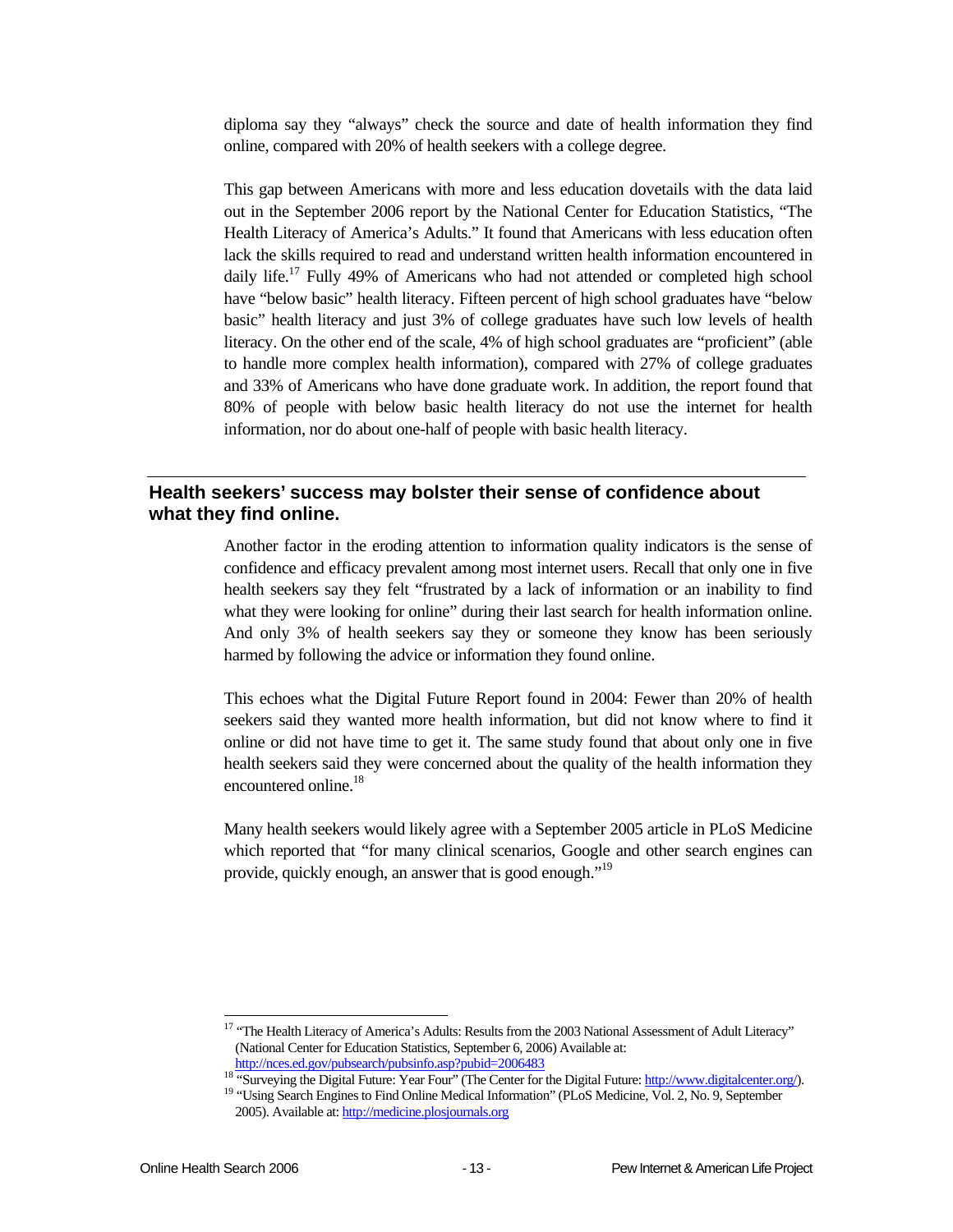diploma say they "always" check the source and date of health information they find online, compared with 20% of health seekers with a college degree.

This gap between Americans with more and less education dovetails with the data laid out in the September 2006 report by the National Center for Education Statistics, "The Health Literacy of America's Adults." It found that Americans with less education often lack the skills required to read and understand written health information encountered in daily life.[17] Fully 49% of Americans who had not attended or completed high school have "below basic" health literacy. Fifteen percent of high school graduates have "below basic" health literacy and just 3% of college graduates have such low levels of health literacy. On the other end of the scale, 4% of high school graduates are "proficient" (able to handle more complex health information), compared with 27% of college graduates and 33% of Americans who have done graduate work. In addition, the report found that 80% of people with below basic health literacy do not use the internet for health information, nor do about one-half of people with basic health literacy.

## Health seekers' success may bolster their sense of confidence about what they find online.

Another factor in the eroding attention to information quality indicators is the sense of confidence and efficacy prevalent among most internet users. Recall that only one in five health seekers say they felt "frustrated by a lack of information or an inability to find what they were looking for online" during their last search for health information online. And only 3% of health seekers say they or someone they know has been seriously harmed by following the advice or information they found online.

This echoes what the Digital Future Report found in 2004: Fewer than 20% of health seekers said they wanted more health information, but did not know where to find it online or did not have time to get it. The same study found that about only one in five health seekers said they were concerned about the quality of the health information they encountered online.[18]

Many health seekers would likely agree with a September 2005 article in PLoS Medicine which reported that "for many clinical scenarios, Google and other search engines can provide, quickly enough, an answer that is good enough."[19]

---

[17] "The Health Literacy of America's Adults: Results from the 2003 National Assessment of Adult Literacy" (National Center for Education Statistics, September 6, 2006) Available at: http://nces.ed.gov/pubsearch/pubsinfo.asp?pubid=2006483

[18] "Surveying the Digital Future: Year Four" (The Center for the Digital Future: http://www.digitalcenter.org/).

[19] "Using Search Engines to Find Online Medical Information" (PLoS Medicine, Vol. 2, No. 9, September 2005). Available at: http://medicine.plosjournals.org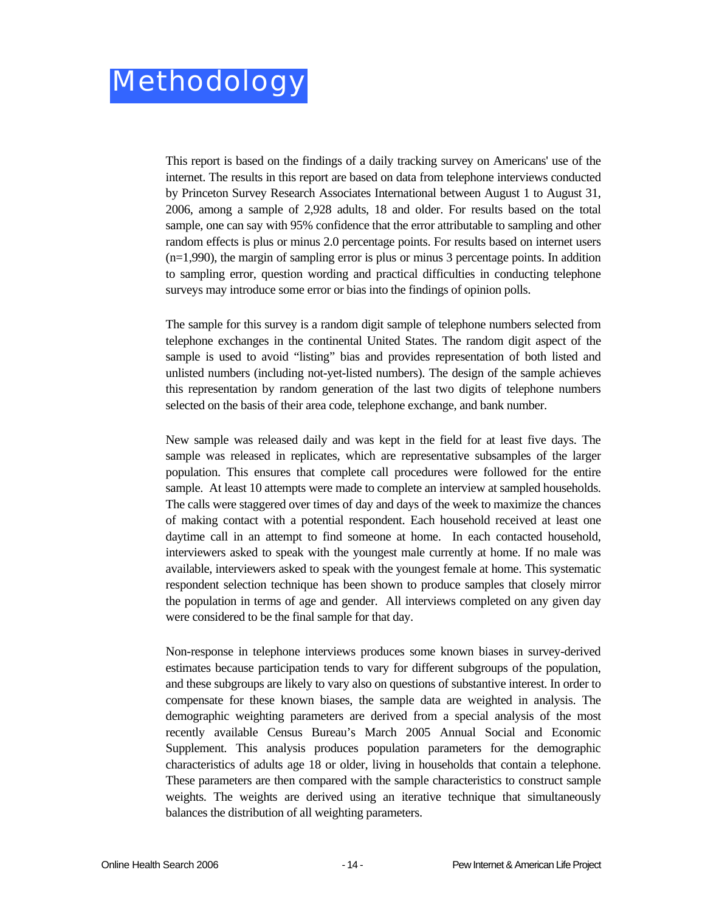# Methodology

This report is based on the findings of a daily tracking survey on Americans' use of the internet. The results in this report are based on data from telephone interviews conducted by Princeton Survey Research Associates International between August 1 to August 31, 2006, among a sample of 2,928 adults, 18 and older. For results based on the total sample, one can say with 95% confidence that the error attributable to sampling and other random effects is plus or minus 2.0 percentage points. For results based on internet users (n=1,990), the margin of sampling error is plus or minus 3 percentage points. In addition to sampling error, question wording and practical difficulties in conducting telephone surveys may introduce some error or bias into the findings of opinion polls.

The sample for this survey is a random digit sample of telephone numbers selected from telephone exchanges in the continental United States. The random digit aspect of the sample is used to avoid "listing" bias and provides representation of both listed and unlisted numbers (including not-yet-listed numbers). The design of the sample achieves this representation by random generation of the last two digits of telephone numbers selected on the basis of their area code, telephone exchange, and bank number.

New sample was released daily and was kept in the field for at least five days. The sample was released in replicates, which are representative subsamples of the larger population. This ensures that complete call procedures were followed for the entire sample. At least 10 attempts were made to complete an interview at sampled households. The calls were staggered over times of day and days of the week to maximize the chances of making contact with a potential respondent. Each household received at least one daytime call in an attempt to find someone at home. In each contacted household, interviewers asked to speak with the youngest male currently at home. If no male was available, interviewers asked to speak with the youngest female at home. This systematic respondent selection technique has been shown to produce samples that closely mirror the population in terms of age and gender. All interviews completed on any given day were considered to be the final sample for that day.

Non-response in telephone interviews produces some known biases in survey-derived estimates because participation tends to vary for different subgroups of the population, and these subgroups are likely to vary also on questions of substantive interest. In order to compensate for these known biases, the sample data are weighted in analysis. The demographic weighting parameters are derived from a special analysis of the most recently available Census Bureau's March 2005 Annual Social and Economic Supplement. This analysis produces population parameters for the demographic characteristics of adults age 18 or older, living in households that contain a telephone. These parameters are then compared with the sample characteristics to construct sample weights. The weights are derived using an iterative technique that simultaneously balances the distribution of all weighting parameters.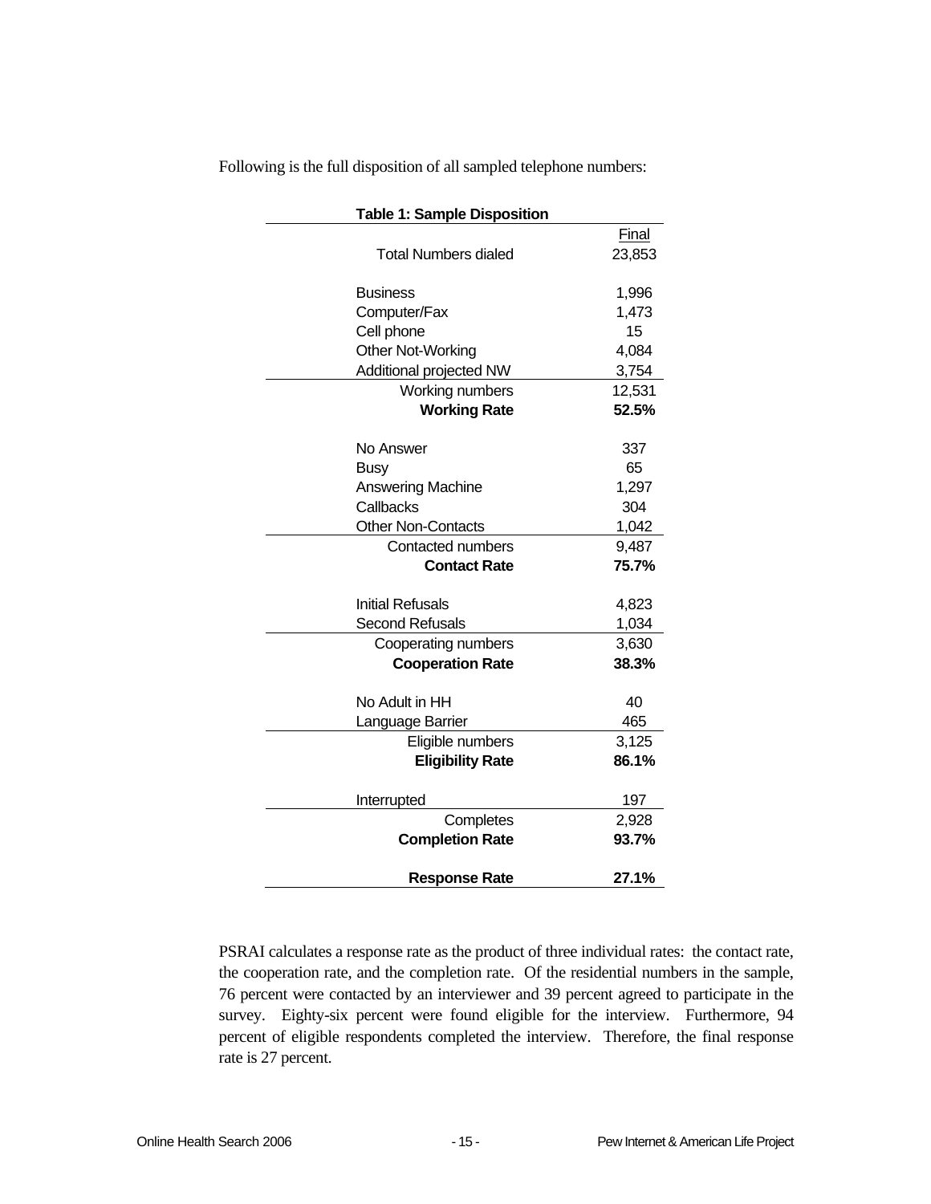Following is the full disposition of all sampled telephone numbers:

**Table 1: Sample Disposition**

| | Final |
|---|---|
| Total Numbers dialed | 23,853 |
| | |
| Business | 1,996 |
| Computer/Fax | 1,473 |
| Cell phone | 15 |
| Other Not-Working | 4,084 |
| Additional projected NW | 3,754 |
| Working numbers | 12,531 |
| **Working Rate** | **52.5%** |
| | |
| No Answer | 337 |
| Busy | 65 |
| Answering Machine | 1,297 |
| Callbacks | 304 |
| Other Non-Contacts | 1,042 |
| Contacted numbers | 9,487 |
| **Contact Rate** | **75.7%** |
| | |
| Initial Refusals | 4,823 |
| Second Refusals | 1,034 |
| Cooperating numbers | 3,630 |
| **Cooperation Rate** | **38.3%** |
| | |
| No Adult in HH | 40 |
| Language Barrier | 465 |
| Eligible numbers | 3,125 |
| **Eligibility Rate** | **86.1%** |
| | |
| Interrupted | 197 |
| Completes | 2,928 |
| **Completion Rate** | **93.7%** |
| | |
| **Response Rate** | **27.1%** |

PSRAI calculates a response rate as the product of three individual rates: the contact rate, the cooperation rate, and the completion rate. Of the residential numbers in the sample, 76 percent were contacted by an interviewer and 39 percent agreed to participate in the survey. Eighty-six percent were found eligible for the interview. Furthermore, 94 percent of eligible respondents completed the interview. Therefore, the final response rate is 27 percent.